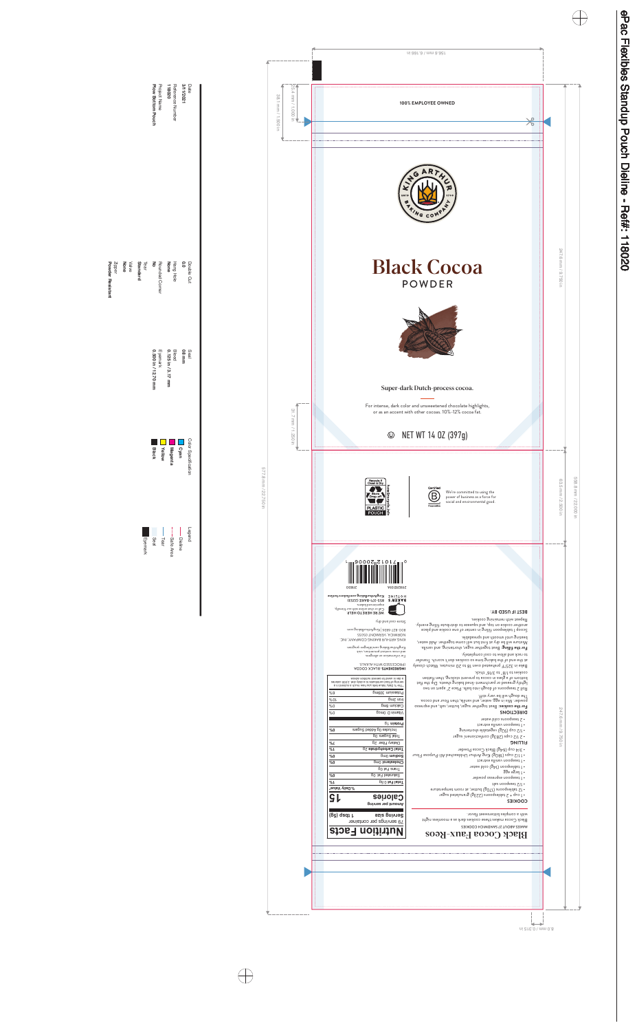# ePac Flexibles Standup Pouch Dieline - Ref#: 118020

Date
3/1/2021

Reference Number
118020

Project Name
Flow Bottom Pouch

Double Cut
0.0

Hang Hole
None

Rounded Corner
No

Tear
Standard

Valve
None

Zipper
Powder Resistant

Seal
08 mm

Bleed
0.125 in / 3.17 mm

Eyemark
0.500 in / 12.70 mm

Color Specification
- Cyan
- Magenta
- Yellow
- Black

Legend
- Dieline
- Safe Area
- Tear
- Seal
- Eyemark

157.2 mm / 6.188 in

25.4 mm / 1.000 in

38.1 mm / 1.500 in

247.6 mm / 9.750 in

31.7 mm / 1.250 in

577.8 mm / 22.750 in

63.5 mm / 2.500 in

558.8 mm / 22.000 in

247.6 mm / 9.750 in

8.0 mm / 0.315 in

---

100% EMPLOYEE OWNED

KING ARTHUR BAKING COMPANY — EST. 1790

# Black Cocoa

## POWDER

Super-dark Dutch-process cocoa.

For intense, dark color and unsweetened chocolate highlights, or as an accent with other cocoas. 10%–12% cocoa fat.

Ⓤ NET WT 14 OZ (397g)

---

Recycle if Clean & Dry — Store Drop-off — PLASTIC POUCH — how2recycle.info

Certified B Corporation — We're committed to using the power of business as a force for social and environmental good.

---

# Black Cocoa Faux-Reos

MAKES ABOUT 27 SANDWICH COOKIES

Black Cocoa makes these cookies dark as a moonless night with a complex bittersweet flavor.

**COOKIES**
- 1 cup + 2 tablespoons (227g) granulated sugar
- 1/2 tablespoons (170g) butter, at room temperature
- 1/2 teaspoon salt
- 1 large egg
- 1 tablespoon (14g) cold water
- 1 teaspoon espresso powder
- 1 teaspoon vanilla extract
- 1 1/2 cups (180g) King Arthur Unbleached All-Purpose Flour
- 3/4 cup (64g) King Arthur Black Cocoa Powder

**FILLING**
- 2 1/2 cups (283g) confectioners' sugar
- 1/2 cup (92g) vegetable shortening
- 1 teaspoon vanilla extract
- 2 teaspoons cold water

**DIRECTIONS**

**For the cookies:** Beat together sugar, butter, salt, and espresso powder. Mix in egg, water, and vanilla, then flour and cocoa. The dough will be very stiff.

Roll 2 teaspoons of dough into balls. Place 2" apart on two lightly greased or parchment-lined baking sheets. Dip the flat bottom of a glass in cocoa to prevent sticking, then flatten cookies to 1/8" to 3/16" thick.

Bake in 325°F preheated oven 18 to 20 minutes. Watch closely at the end of the baking time so cookies don't scorch. Transfer to rack and allow to cool completely.

**For the filling:** Beat together sugar, shortening, and vanilla. Mixture will be dry at first but will come together. Add water, beating until smooth and spreadable.

Scoop 1 tablespoon filling in center of one cookie and place another cookie on top, and squeeze to distribute filling evenly. Repeat with remaining cookies.

**BEST IF USED BY:**

# Nutrition Facts

79 servings per container
**Serving size 1 tbsp (5g)**

Amount per serving
**Calories 15**

| | % Daily Value* |
|---|---|
| **Total Fat** 0.5g | 1% |
| Saturated Fat 0g | 0% |
| Trans Fat 0g | |
| **Cholesterol** 0mg | 0% |
| **Sodium** 0mg | 0% |
| **Total Carbohydrate** 2g | 1% |
| Dietary Fiber 2g | 7% |
| Total Sugars 0g | |
| Includes 0g Added Sugars | 0% |
| **Protein** 1g | |
| Vitamin D 0mcg | 0% |
| Calcium 5mg | 0% |
| Iron 2mg | 10% |
| Potassium 205mg | 4% |

*The % Daily Value tells you how much a nutrient in a serving of food contributes to a daily diet. 2,000 calories a day is used for general nutrition advice.

**INGREDIENTS:** BLACK COCOA (PROCESSED WITH ALKALI).

For information on allergens and cross-contact prevention, visit KingArthurBaking.com/allergen-program

KING ARTHUR BAKING COMPANY, INC.
NORWICH, VERMONT 05055
800-827-6836 | KingArthurBaking.com

Store cool and dry.

**WE'RE HERE TO HELP**
Call or chat online with our friendly, experienced bakers.
BAKER'S HOTLINE 855-371-BAKE (2253)
KingArthurBaking.com/bakers-hotline

71012 20006

218020 · 2180201A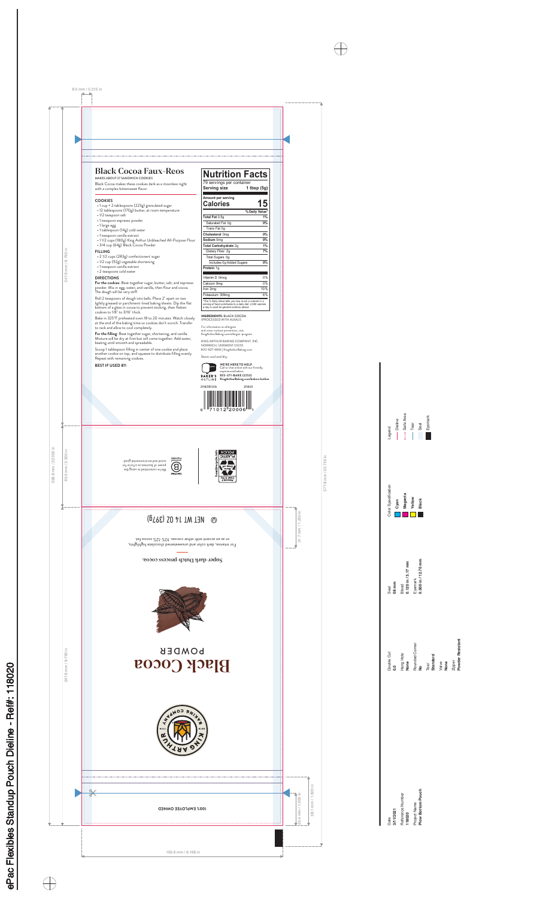ePac Flexibles Standup Pouch Dieline - Ref#: 118020

8.0 mm / 0.315 in

# Black Cocoa Faux-Reos

MAKES ABOUT 27 SANDWICH COOKIES

Black Cocoa makes these cookies dark as a moonless night with a complex bittersweet flavor.

## COOKIES

- 1 cup + 2 tablespoons (223g) granulated sugar
- 12 tablespoons (170g) butter, at room temperature
- 1/2 teaspoon salt
- 1 teaspoon espresso powder
- 1 large egg
- 1 tablespoon (14g) cold water
- 1 teaspoon vanilla extract
- 1 1/2 cups (180g) King Arthur Unbleached All-Purpose Flour
- 3/4 cup (64g) Black Cocoa Powder

## FILLING

- 2 1/2 cups (283g) confectioners' sugar
- 1/2 cup (92g) vegetable shortening
- 1 teaspoon vanilla extract
- 2 teaspoons cold water

## DIRECTIONS

**For the cookies:** Beat together sugar, butter, salt, and espresso powder. Mix in egg, water, and vanilla, then flour and cocoa. The dough will be very stiff.

Roll 2 teaspoons of dough into balls. Place 2" apart on two lightly greased or parchment-lined baking sheets. Dip the flat bottom of a glass in cocoa to prevent sticking, then flatten cookies to 1/8" to 3/16" thick.

Bake in 325°F preheated oven 18 to 20 minutes. Watch closely at the end of the baking time so cookies don't scorch. Transfer to rack and allow to cool completely.

**For the filling:** Beat together sugar, shortening, and vanilla. Mixture will be dry at first but will come together. Add water, beating until smooth and spreadable.

Scoop 1 tablespoon filling in center of one cookie and place another cookie on top, and squeeze to distribute filling evenly. Repeat with remaining cookies.

**BEST IF USED BY:**

## Nutrition Facts

79 servings per container

**Serving size 1 tbsp (5g)**

| Amount per serving | |
|---|---|
| **Calories** | **15** |
| | **% Daily Value*** |
| **Total Fat** 0.5g | **1%** |
| Saturated Fat 0g | **0%** |
| *Trans* Fat 0g | |
| **Cholesterol** 0mg | **0%** |
| **Sodium** 0mg | **0%** |
| **Total Carbohydrate** 2g | **1%** |
| Dietary Fiber 2g | **7%** |
| Total Sugars 0g | |
| Includes 0g Added Sugars | **0%** |
| **Protein** 1g | |
| Vitamin D 0mcg | 0% |
| Calcium 8mg | 0% |
| Iron 2mg | 10% |
| Potassium 309mg | 6% |

*The % Daily Value tells you how much a nutrient in a serving of food contributes to a daily diet. 2,000 calories a day is used for general nutrition advice.

**INGREDIENTS:** BLACK COCOA (PROCESSED WITH ALKALI).

For information on allergens and cross-contact prevention, visit: KingArthurBaking.com/allergen-program

KING ARTHUR BAKING COMPANY, INC.
NORWICH, VERMONT 05055
800-827-6836 | KingArthurBaking.com

Store cool and dry.

**WE'RE HERE TO HELP.** Call or chat online with our friendly, experienced bakers.
**BAKER'S HOTLINE**
**855-371-BAKE (2253)**
**KingArthurBaking.com/bakers-hotline**

211021E01A 211830

0 71012 20006 1

Certified B Corporation
We're committed to using the power of business as a force for social and environmental good.

how2recycle.info
PLASTIC POUCH
Store Drop-off
Remove Label & Dry

NET WT 14 OZ (397g)

For intense, dark color and unsweetened chocolate highlights, or as an accent with other cocoas. 10%-12% cocoa fat.

Super-dark Dutch-process cocoa.

# Black Cocoa
POWDER

KING ARTHUR BAKING COMPANY
EST. 1790

100% EMPLOYEE OWNED

247.6 mm / 9.750 in
558.8 mm / 22.000 in
63.5 mm / 2.500 in
247.6 mm / 9.750 in
577.8 mm / 22.750 in
31.7 mm / 1.250 in
25.4 mm / 1.000 in
38.1 mm / 1.500 in
156.6 mm / 6.166 in

Date
**3/1/2021**
Reference Number
**118020**
Project Name
**Flow Bottom Pouch**

Double Cut
**0.0**
Hang Hole
**None**
Rounded Corner
**No**
Tear
**Standard**
Valve
**None**
Zipper
**Powder Resistant**

Seal
**08 mm**
Bleed
**0.125 in / 3.17 mm**
Eyemark
**0.500 in / 12.70 mm**

Color Specification
**Cyan**
**Magenta**
**Yellow**
**Black**

Legend
Dieline
Safe Area
Tear
Seal
Eyemark